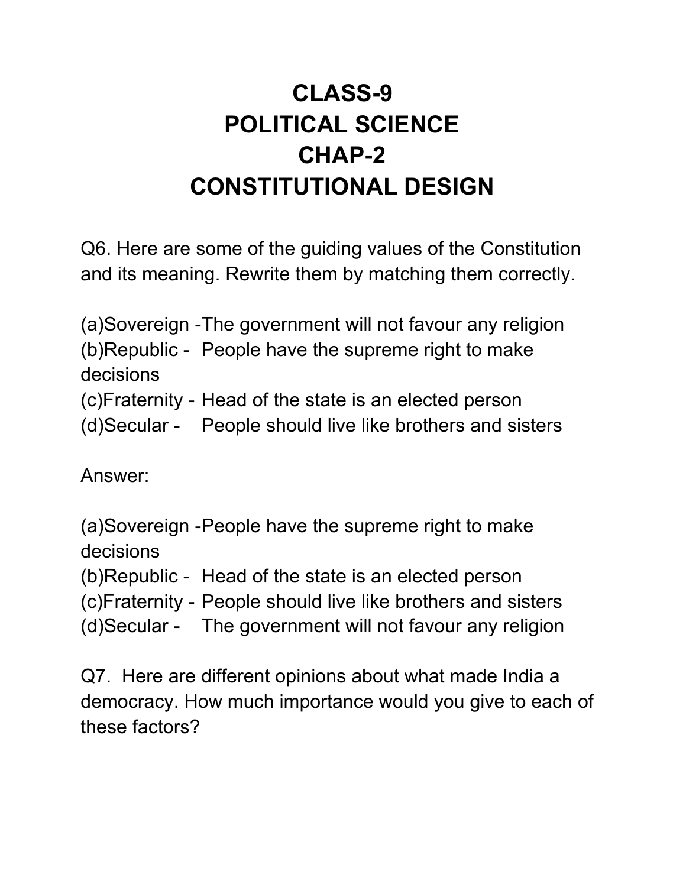# CLASS-9
# POLITICAL SCIENCE
# CHAP-2
# CONSTITUTIONAL DESIGN

Q6. Here are some of the guiding values of the Constitution and its meaning. Rewrite them by matching them correctly.

(a)Sovereign -The government will not favour any religion
(b)Republic - People have the supreme right to make decisions
(c)Fraternity - Head of the state is an elected person
(d)Secular - People should live like brothers and sisters

Answer:

(a)Sovereign -People have the supreme right to make decisions
(b)Republic - Head of the state is an elected person
(c)Fraternity - People should live like brothers and sisters
(d)Secular - The government will not favour any religion

Q7. Here are different opinions about what made India a democracy. How much importance would you give to each of these factors?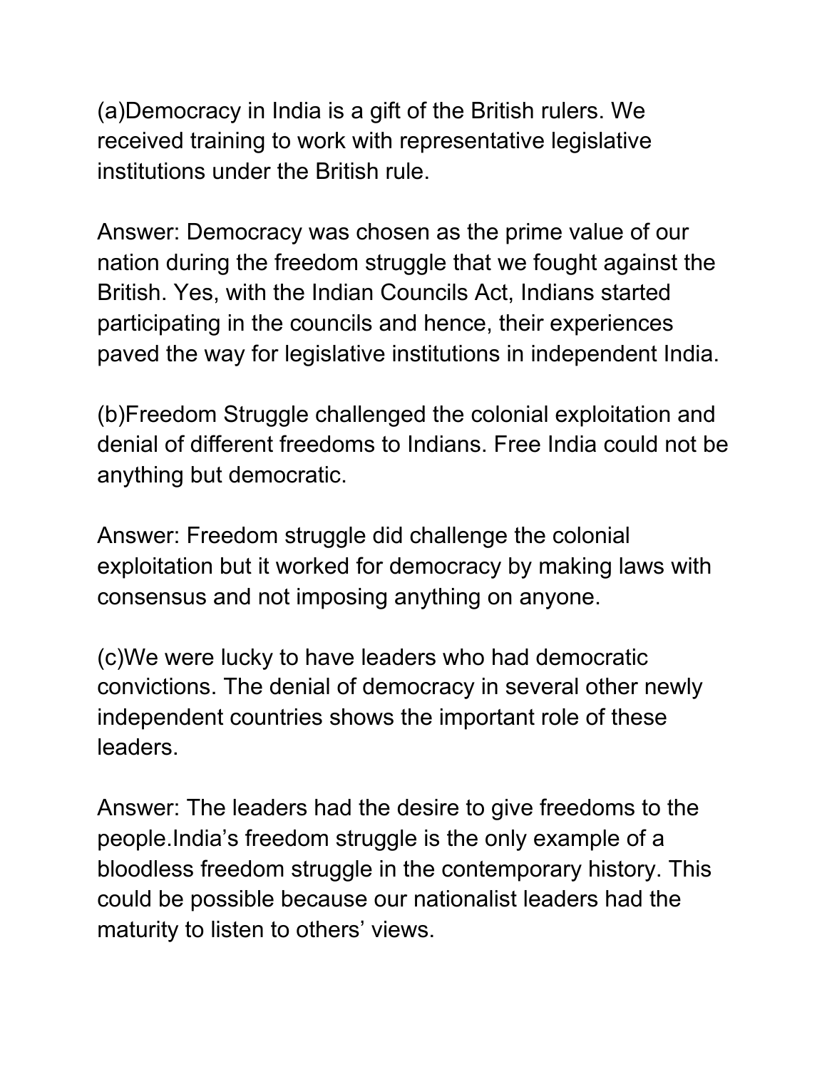(a)Democracy in India is a gift of the British rulers. We received training to work with representative legislative institutions under the British rule.

Answer: Democracy was chosen as the prime value of our nation during the freedom struggle that we fought against the British. Yes, with the Indian Councils Act, Indians started participating in the councils and hence, their experiences paved the way for legislative institutions in independent India.

(b)Freedom Struggle challenged the colonial exploitation and denial of different freedoms to Indians. Free India could not be anything but democratic.

Answer: Freedom struggle did challenge the colonial exploitation but it worked for democracy by making laws with consensus and not imposing anything on anyone.

(c)We were lucky to have leaders who had democratic convictions. The denial of democracy in several other newly independent countries shows the important role of these leaders.

Answer: The leaders had the desire to give freedoms to the people.India's freedom struggle is the only example of a bloodless freedom struggle in the contemporary history. This could be possible because our nationalist leaders had the maturity to listen to others' views.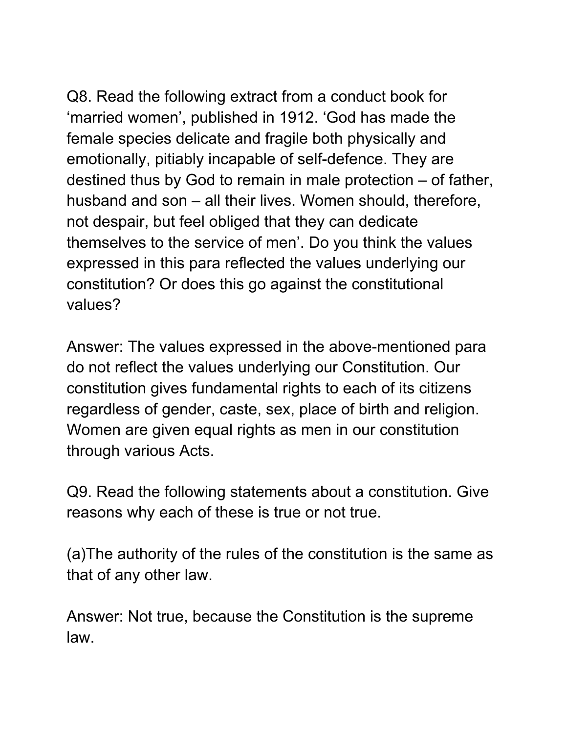Q8. Read the following extract from a conduct book for 'married women', published in 1912. 'God has made the female species delicate and fragile both physically and emotionally, pitiably incapable of self-defence. They are destined thus by God to remain in male protection – of father, husband and son – all their lives. Women should, therefore, not despair, but feel obliged that they can dedicate themselves to the service of men'. Do you think the values expressed in this para reflected the values underlying our constitution? Or does this go against the constitutional values?

Answer: The values expressed in the above-mentioned para do not reflect the values underlying our Constitution. Our constitution gives fundamental rights to each of its citizens regardless of gender, caste, sex, place of birth and religion. Women are given equal rights as men in our constitution through various Acts.

Q9. Read the following statements about a constitution. Give reasons why each of these is true or not true.

(a)The authority of the rules of the constitution is the same as that of any other law.

Answer: Not true, because the Constitution is the supreme law.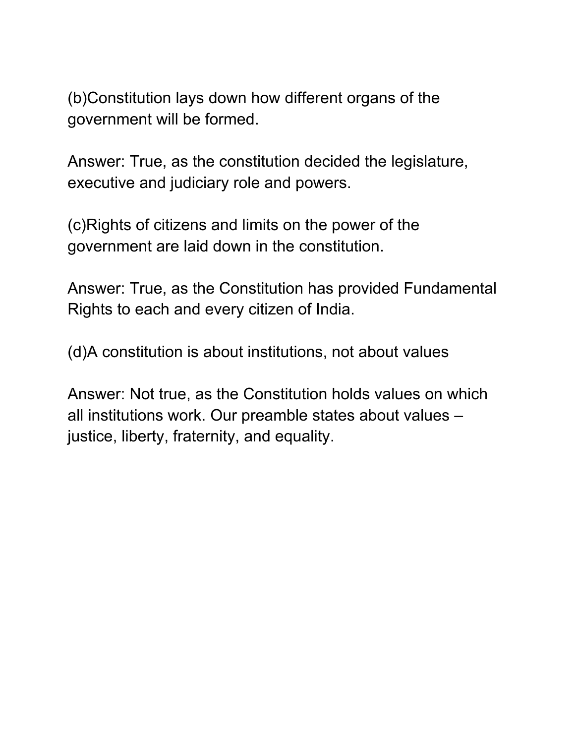(b)Constitution lays down how different organs of the government will be formed.

Answer: True, as the constitution decided the legislature, executive and judiciary role and powers.

(c)Rights of citizens and limits on the power of the government are laid down in the constitution.

Answer: True, as the Constitution has provided Fundamental Rights to each and every citizen of India.

(d)A constitution is about institutions, not about values

Answer: Not true, as the Constitution holds values on which all institutions work. Our preamble states about values – justice, liberty, fraternity, and equality.